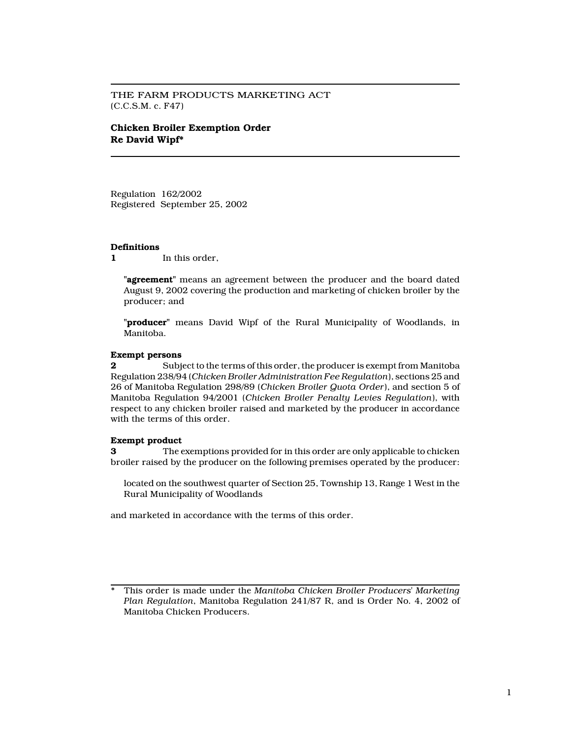THE FARM PRODUCTS MARKETING ACT
(C.C.S.M. c. F47)

# Chicken Broiler Exemption Order Re David Wipf*

Regulation 162/2002
Registered September 25, 2002

### Definitions

**1** In this order,

"**agreement**" means an agreement between the producer and the board dated August 9, 2002 covering the production and marketing of chicken broiler by the producer; and

"**producer**" means David Wipf of the Rural Municipality of Woodlands, in Manitoba.

### Exempt persons

**2** Subject to the terms of this order, the producer is exempt from Manitoba Regulation 238/94 (*Chicken Broiler Administration Fee Regulation*), sections 25 and 26 of Manitoba Regulation 298/89 (*Chicken Broiler Quota Order*), and section 5 of Manitoba Regulation 94/2001 (*Chicken Broiler Penalty Levies Regulation*), with respect to any chicken broiler raised and marketed by the producer in accordance with the terms of this order.

### Exempt product

**3** The exemptions provided for in this order are only applicable to chicken broiler raised by the producer on the following premises operated by the producer:

located on the southwest quarter of Section 25, Township 13, Range 1 West in the Rural Municipality of Woodlands

and marketed in accordance with the terms of this order.

---

\* This order is made under the *Manitoba Chicken Broiler Producers' Marketing Plan Regulation*, Manitoba Regulation 241/87 R, and is Order No. 4, 2002 of Manitoba Chicken Producers.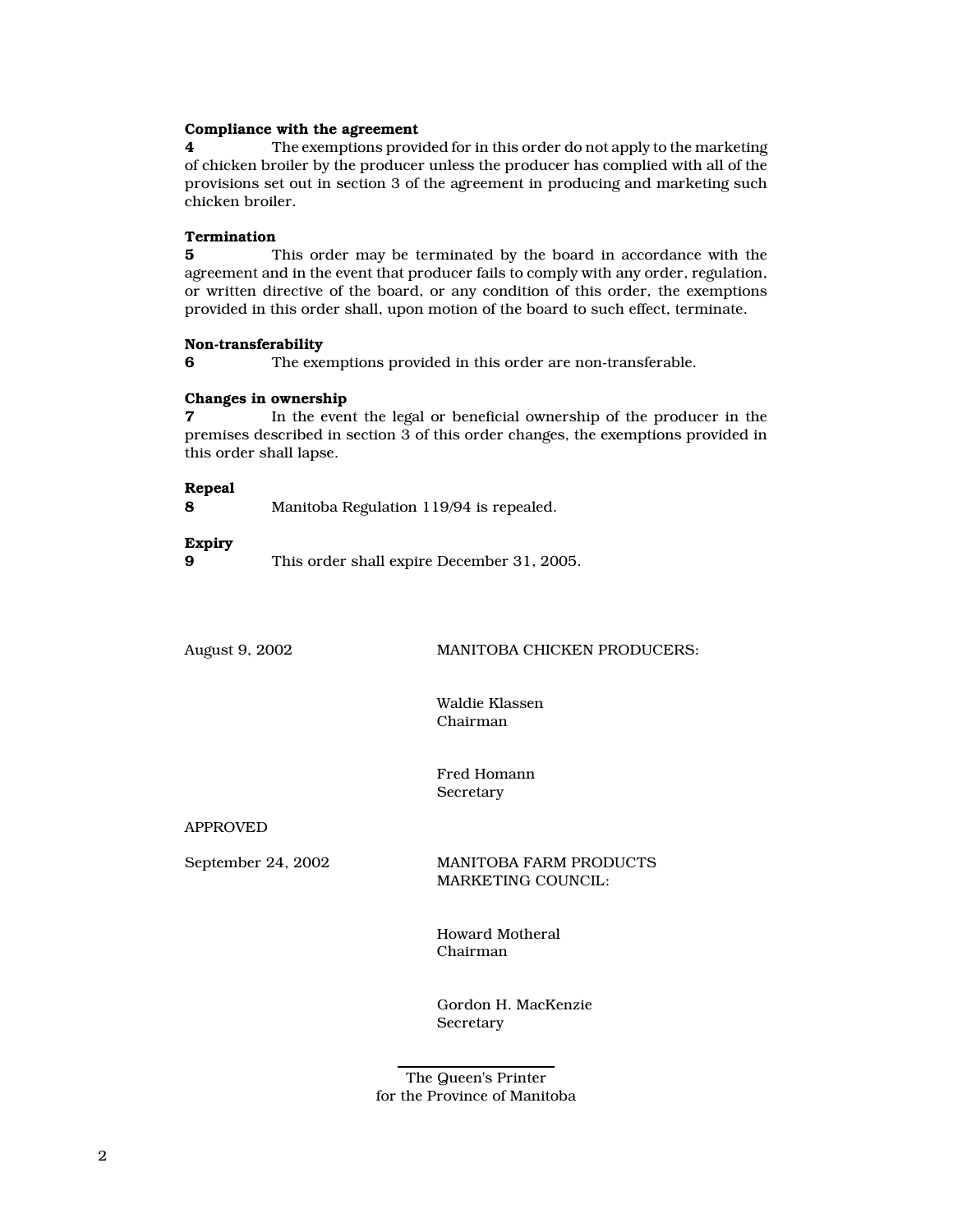**Compliance with the agreement**
**4** The exemptions provided for in this order do not apply to the marketing of chicken broiler by the producer unless the producer has complied with all of the provisions set out in section 3 of the agreement in producing and marketing such chicken broiler.

**Termination**
**5** This order may be terminated by the board in accordance with the agreement and in the event that producer fails to comply with any order, regulation, or written directive of the board, or any condition of this order, the exemptions provided in this order shall, upon motion of the board to such effect, terminate.

**Non-transferability**
**6** The exemptions provided in this order are non-transferable.

**Changes in ownership**
**7** In the event the legal or beneficial ownership of the producer in the premises described in section 3 of this order changes, the exemptions provided in this order shall lapse.

**Repeal**
**8** Manitoba Regulation 119/94 is repealed.

**Expiry**
**9** This order shall expire December 31, 2005.

August 9, 2002

MANITOBA CHICKEN PRODUCERS:

Waldie Klassen
Chairman

Fred Homann
Secretary

APPROVED

September 24, 2002

MANITOBA FARM PRODUCTS MARKETING COUNCIL:

Howard Motheral
Chairman

Gordon H. MacKenzie
Secretary

The Queen's Printer
for the Province of Manitoba